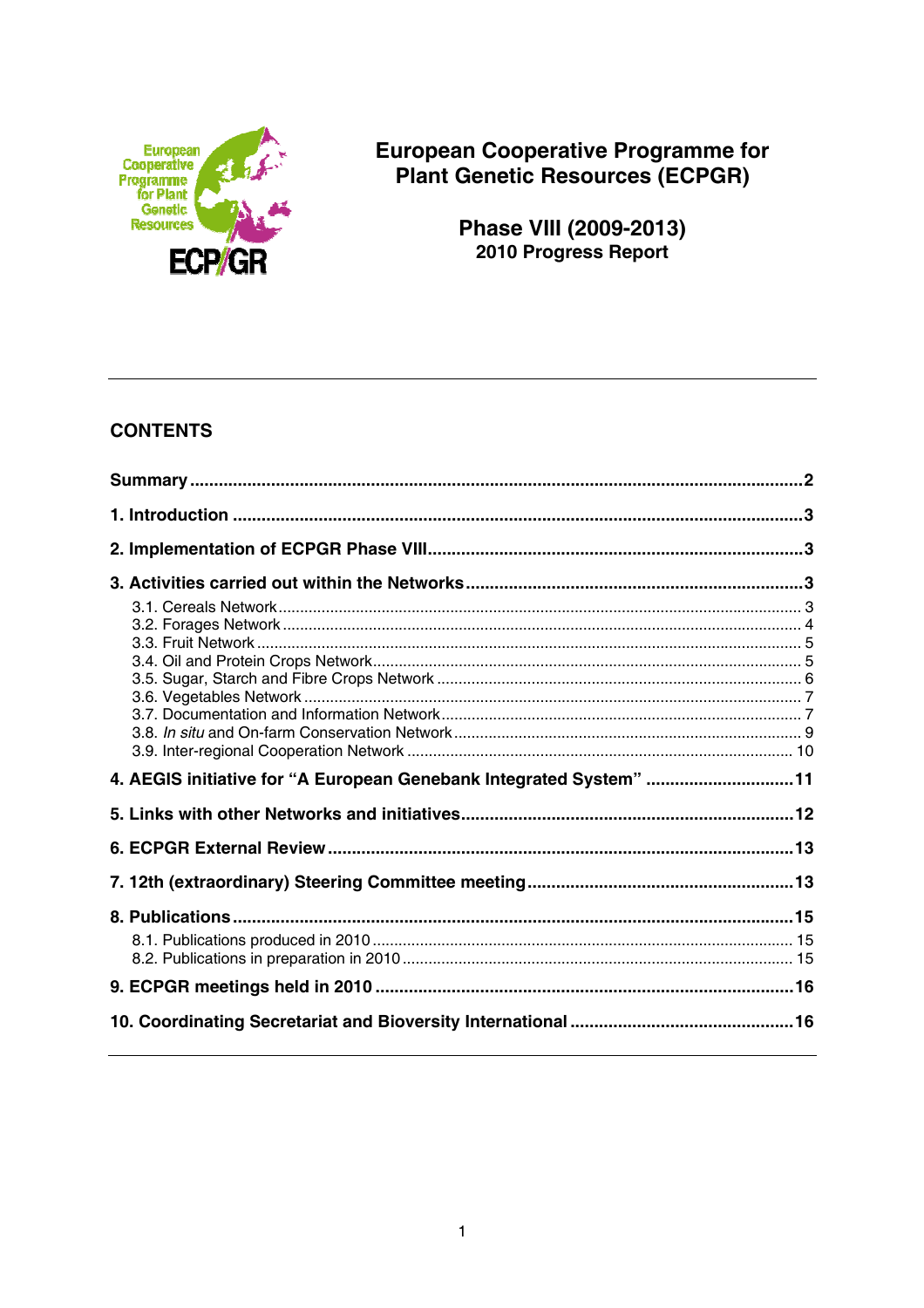# European Cooperative Programme for Plant Genetic Resources (ECPGR)

## Phase VIII (2009-2013)

### 2010 Progress Report

---

## CONTENTS

**Summary** ... **2**

**1. Introduction** ... **3**

**2. Implementation of ECPGR Phase VIII** ... **3**

**3. Activities carried out within the Networks** ... **3**

- 3.1. Cereals Network ... 3
- 3.2. Forages Network ... 4
- 3.3. Fruit Network ... 5
- 3.4. Oil and Protein Crops Network ... 5
- 3.5. Sugar, Starch and Fibre Crops Network ... 6
- 3.6. Vegetables Network ... 7
- 3.7. Documentation and Information Network ... 7
- 3.8. *In situ* and On-farm Conservation Network ... 9
- 3.9. Inter-regional Cooperation Network ... 10

**4. AEGIS initiative for "A European Genebank Integrated System"** ... **11**

**5. Links with other Networks and initiatives** ... **12**

**6. ECPGR External Review** ... **13**

**7. 12th (extraordinary) Steering Committee meeting** ... **13**

**8. Publications** ... **15**

- 8.1. Publications produced in 2010 ... 15
- 8.2. Publications in preparation in 2010 ... 15

**9. ECPGR meetings held in 2010** ... **16**

**10. Coordinating Secretariat and Bioversity International** ... **16**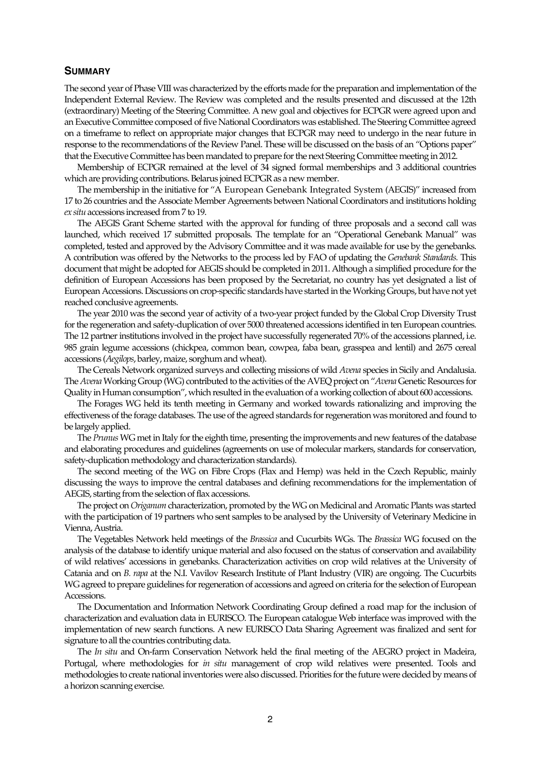## SUMMARY

The second year of Phase VIII was characterized by the efforts made for the preparation and implementation of the Independent External Review. The Review was completed and the results presented and discussed at the 12th (extraordinary) Meeting of the Steering Committee. A new goal and objectives for ECPGR were agreed upon and an Executive Committee composed of five National Coordinators was established. The Steering Committee agreed on a timeframe to reflect on appropriate major changes that ECPGR may need to undergo in the near future in response to the recommendations of the Review Panel. These will be discussed on the basis of an "Options paper" that the Executive Committee has been mandated to prepare for the next Steering Committee meeting in 2012.

Membership of ECPGR remained at the level of 34 signed formal memberships and 3 additional countries which are providing contributions. Belarus joined ECPGR as a new member.

The membership in the initiative for "A European Genebank Integrated System (AEGIS)" increased from 17 to 26 countries and the Associate Member Agreements between National Coordinators and institutions holding *ex situ* accessions increased from 7 to 19.

The AEGIS Grant Scheme started with the approval for funding of three proposals and a second call was launched, which received 17 submitted proposals. The template for an "Operational Genebank Manual" was completed, tested and approved by the Advisory Committee and it was made available for use by the genebanks. A contribution was offered by the Networks to the process led by FAO of updating the *Genebank Standards*. This document that might be adopted for AEGIS should be completed in 2011. Although a simplified procedure for the definition of European Accessions has been proposed by the Secretariat, no country has yet designated a list of European Accessions. Discussions on crop-specific standards have started in the Working Groups, but have not yet reached conclusive agreements.

The year 2010 was the second year of activity of a two-year project funded by the Global Crop Diversity Trust for the regeneration and safety-duplication of over 5000 threatened accessions identified in ten European countries. The 12 partner institutions involved in the project have successfully regenerated 70% of the accessions planned, i.e. 985 grain legume accessions (chickpea, common bean, cowpea, faba bean, grasspea and lentil) and 2675 cereal accessions (*Aegilops*, barley, maize, sorghum and wheat).

The Cereals Network organized surveys and collecting missions of wild *Avena* species in Sicily and Andalusia. The *Avena* Working Group (WG) contributed to the activities of the AVEQ project on "*Avena* Genetic Resources for Quality in Human consumption", which resulted in the evaluation of a working collection of about 600 accessions.

The Forages WG held its tenth meeting in Germany and worked towards rationalizing and improving the effectiveness of the forage databases. The use of the agreed standards for regeneration was monitored and found to be largely applied.

The *Prunus* WG met in Italy for the eighth time, presenting the improvements and new features of the database and elaborating procedures and guidelines (agreements on use of molecular markers, standards for conservation, safety-duplication methodology and characterization standards).

The second meeting of the WG on Fibre Crops (Flax and Hemp) was held in the Czech Republic, mainly discussing the ways to improve the central databases and defining recommendations for the implementation of AEGIS, starting from the selection of flax accessions.

The project on *Origanum* characterization, promoted by the WG on Medicinal and Aromatic Plants was started with the participation of 19 partners who sent samples to be analysed by the University of Veterinary Medicine in Vienna, Austria.

The Vegetables Network held meetings of the *Brassica* and Cucurbits WGs. The *Brassica* WG focused on the analysis of the database to identify unique material and also focused on the status of conservation and availability of wild relatives' accessions in genebanks. Characterization activities on crop wild relatives at the University of Catania and on *B. rapa* at the N.I. Vavilov Research Institute of Plant Industry (VIR) are ongoing. The Cucurbits WG agreed to prepare guidelines for regeneration of accessions and agreed on criteria for the selection of European Accessions.

The Documentation and Information Network Coordinating Group defined a road map for the inclusion of characterization and evaluation data in EURISCO. The European catalogue Web interface was improved with the implementation of new search functions. A new EURISCO Data Sharing Agreement was finalized and sent for signature to all the countries contributing data.

The *In situ* and On-farm Conservation Network held the final meeting of the AEGRO project in Madeira, Portugal, where methodologies for *in situ* management of crop wild relatives were presented. Tools and methodologies to create national inventories were also discussed. Priorities for the future were decided by means of a horizon scanning exercise.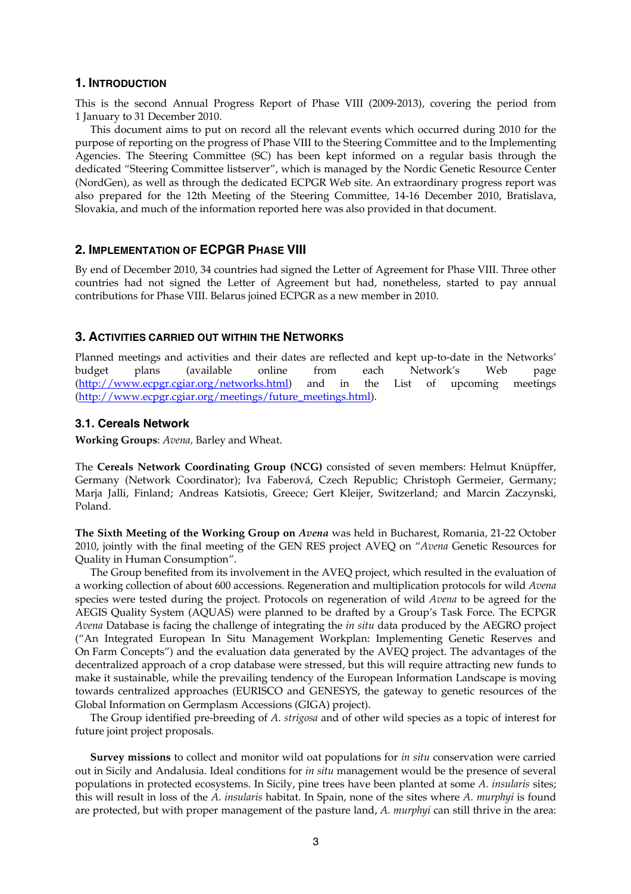## 1. INTRODUCTION

This is the second Annual Progress Report of Phase VIII (2009-2013), covering the period from 1 January to 31 December 2010.

This document aims to put on record all the relevant events which occurred during 2010 for the purpose of reporting on the progress of Phase VIII to the Steering Committee and to the Implementing Agencies. The Steering Committee (SC) has been kept informed on a regular basis through the dedicated "Steering Committee listserver", which is managed by the Nordic Genetic Resource Center (NordGen), as well as through the dedicated ECPGR Web site. An extraordinary progress report was also prepared for the 12th Meeting of the Steering Committee, 14-16 December 2010, Bratislava, Slovakia, and much of the information reported here was also provided in that document.

## 2. IMPLEMENTATION OF ECPGR PHASE VIII

By end of December 2010, 34 countries had signed the Letter of Agreement for Phase VIII. Three other countries had not signed the Letter of Agreement but had, nonetheless, started to pay annual contributions for Phase VIII. Belarus joined ECPGR as a new member in 2010.

## 3. ACTIVITIES CARRIED OUT WITHIN THE NETWORKS

Planned meetings and activities and their dates are reflected and kept up-to-date in the Networks' budget plans (available online from each Network's Web page (http://www.ecpgr.cgiar.org/networks.html) and in the List of upcoming meetings (http://www.ecpgr.cgiar.org/meetings/future_meetings.html).

### 3.1. Cereals Network

**Working Groups**: *Avena,* Barley and Wheat.

The **Cereals Network Coordinating Group (NCG)** consisted of seven members: Helmut Knüpffer, Germany (Network Coordinator); Iva Faberová, Czech Republic; Christoph Germeier, Germany; Marja Jalli, Finland; Andreas Katsiotis, Greece; Gert Kleijer, Switzerland; and Marcin Zaczynski, Poland.

**The Sixth Meeting of the Working Group on *Avena*** was held in Bucharest, Romania, 21-22 October 2010, jointly with the final meeting of the GEN RES project AVEQ on "*Avena* Genetic Resources for Quality in Human Consumption".

The Group benefited from its involvement in the AVEQ project, which resulted in the evaluation of a working collection of about 600 accessions. Regeneration and multiplication protocols for wild *Avena* species were tested during the project. Protocols on regeneration of wild *Avena* to be agreed for the AEGIS Quality System (AQUAS) were planned to be drafted by a Group's Task Force. The ECPGR *Avena* Database is facing the challenge of integrating the *in situ* data produced by the AEGRO project ("An Integrated European In Situ Management Workplan: Implementing Genetic Reserves and On Farm Concepts") and the evaluation data generated by the AVEQ project. The advantages of the decentralized approach of a crop database were stressed, but this will require attracting new funds to make it sustainable, while the prevailing tendency of the European Information Landscape is moving towards centralized approaches (EURISCO and GENESYS, the gateway to genetic resources of the Global Information on Germplasm Accessions (GIGA) project).

The Group identified pre-breeding of *A. strigosa* and of other wild species as a topic of interest for future joint project proposals.

**Survey missions** to collect and monitor wild oat populations for *in situ* conservation were carried out in Sicily and Andalusia. Ideal conditions for *in situ* management would be the presence of several populations in protected ecosystems. In Sicily, pine trees have been planted at some *A. insularis* sites; this will result in loss of the *A. insularis* habitat. In Spain, none of the sites where *A. murphyi* is found are protected, but with proper management of the pasture land, *A. murphyi* can still thrive in the area: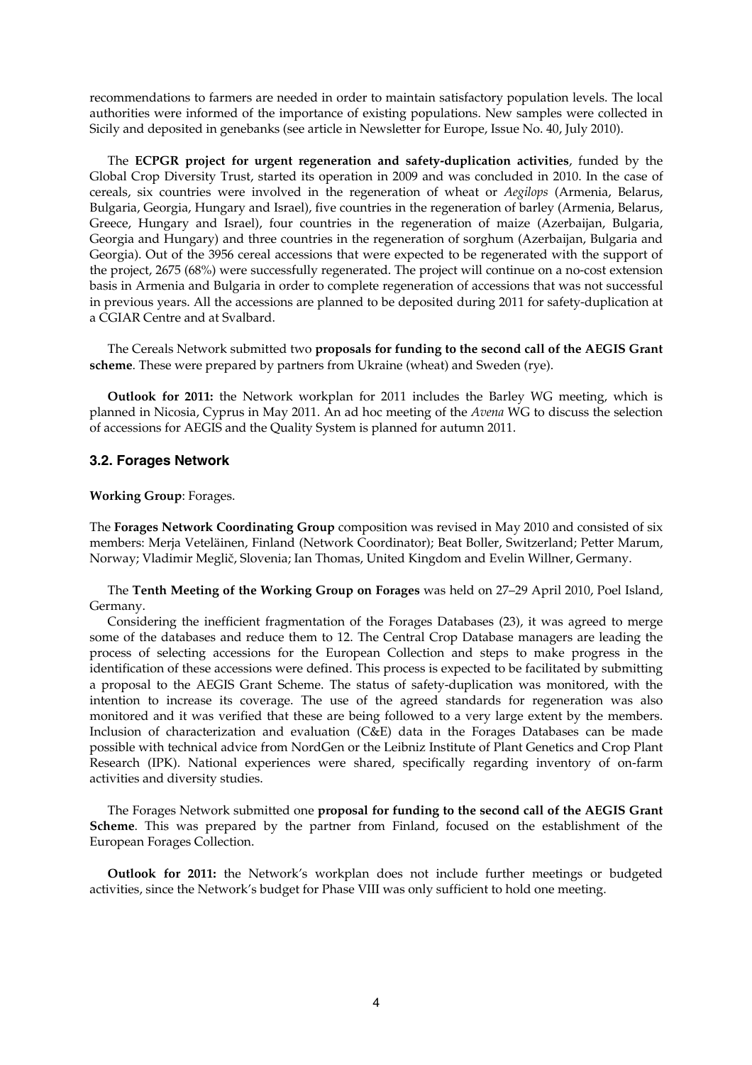recommendations to farmers are needed in order to maintain satisfactory population levels. The local authorities were informed of the importance of existing populations. New samples were collected in Sicily and deposited in genebanks (see article in Newsletter for Europe, Issue No. 40, July 2010).

The **ECPGR project for urgent regeneration and safety-duplication activities**, funded by the Global Crop Diversity Trust, started its operation in 2009 and was concluded in 2010. In the case of cereals, six countries were involved in the regeneration of wheat or *Aegilops* (Armenia, Belarus, Bulgaria, Georgia, Hungary and Israel), five countries in the regeneration of barley (Armenia, Belarus, Greece, Hungary and Israel), four countries in the regeneration of maize (Azerbaijan, Bulgaria, Georgia and Hungary) and three countries in the regeneration of sorghum (Azerbaijan, Bulgaria and Georgia). Out of the 3956 cereal accessions that were expected to be regenerated with the support of the project, 2675 (68%) were successfully regenerated. The project will continue on a no-cost extension basis in Armenia and Bulgaria in order to complete regeneration of accessions that was not successful in previous years. All the accessions are planned to be deposited during 2011 for safety-duplication at a CGIAR Centre and at Svalbard.

The Cereals Network submitted two **proposals for funding to the second call of the AEGIS Grant scheme**. These were prepared by partners from Ukraine (wheat) and Sweden (rye).

**Outlook for 2011:** the Network workplan for 2011 includes the Barley WG meeting, which is planned in Nicosia, Cyprus in May 2011. An ad hoc meeting of the *Avena* WG to discuss the selection of accessions for AEGIS and the Quality System is planned for autumn 2011.

### 3.2. Forages Network

**Working Group**: Forages.

The **Forages Network Coordinating Group** composition was revised in May 2010 and consisted of six members: Merja Veteläinen, Finland (Network Coordinator); Beat Boller, Switzerland; Petter Marum, Norway; Vladimir Meglič, Slovenia; Ian Thomas, United Kingdom and Evelin Willner, Germany.

The **Tenth Meeting of the Working Group on Forages** was held on 27–29 April 2010, Poel Island, Germany.

Considering the inefficient fragmentation of the Forages Databases (23), it was agreed to merge some of the databases and reduce them to 12. The Central Crop Database managers are leading the process of selecting accessions for the European Collection and steps to make progress in the identification of these accessions were defined. This process is expected to be facilitated by submitting a proposal to the AEGIS Grant Scheme. The status of safety-duplication was monitored, with the intention to increase its coverage. The use of the agreed standards for regeneration was also monitored and it was verified that these are being followed to a very large extent by the members. Inclusion of characterization and evaluation (C&E) data in the Forages Databases can be made possible with technical advice from NordGen or the Leibniz Institute of Plant Genetics and Crop Plant Research (IPK). National experiences were shared, specifically regarding inventory of on-farm activities and diversity studies.

The Forages Network submitted one **proposal for funding to the second call of the AEGIS Grant Scheme**. This was prepared by the partner from Finland, focused on the establishment of the European Forages Collection.

**Outlook for 2011:** the Network's workplan does not include further meetings or budgeted activities, since the Network's budget for Phase VIII was only sufficient to hold one meeting.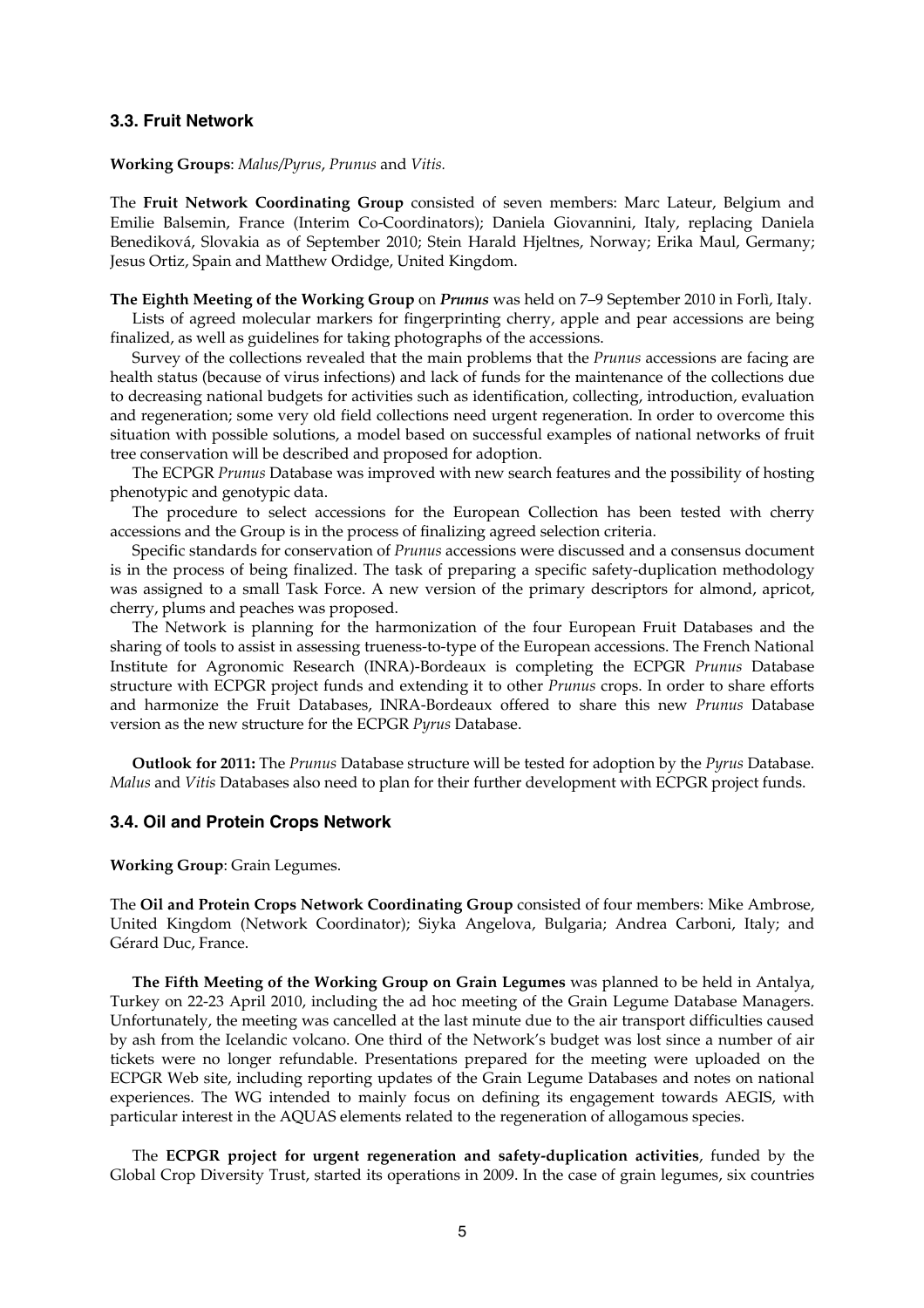### 3.3. Fruit Network

**Working Groups**: *Malus/Pyrus*, *Prunus* and *Vitis.*

The **Fruit Network Coordinating Group** consisted of seven members: Marc Lateur, Belgium and Emilie Balsemin, France (Interim Co-Coordinators); Daniela Giovannini, Italy, replacing Daniela Benediková, Slovakia as of September 2010; Stein Harald Hjeltnes, Norway; Erika Maul, Germany; Jesus Ortiz, Spain and Matthew Ordidge, United Kingdom.

**The Eighth Meeting of the Working Group** on ***Prunus*** was held on 7–9 September 2010 in Forlì, Italy.

Lists of agreed molecular markers for fingerprinting cherry, apple and pear accessions are being finalized, as well as guidelines for taking photographs of the accessions.

Survey of the collections revealed that the main problems that the *Prunus* accessions are facing are health status (because of virus infections) and lack of funds for the maintenance of the collections due to decreasing national budgets for activities such as identification, collecting, introduction, evaluation and regeneration; some very old field collections need urgent regeneration. In order to overcome this situation with possible solutions, a model based on successful examples of national networks of fruit tree conservation will be described and proposed for adoption.

The ECPGR *Prunus* Database was improved with new search features and the possibility of hosting phenotypic and genotypic data.

The procedure to select accessions for the European Collection has been tested with cherry accessions and the Group is in the process of finalizing agreed selection criteria.

Specific standards for conservation of *Prunus* accessions were discussed and a consensus document is in the process of being finalized. The task of preparing a specific safety-duplication methodology was assigned to a small Task Force. A new version of the primary descriptors for almond, apricot, cherry, plums and peaches was proposed.

The Network is planning for the harmonization of the four European Fruit Databases and the sharing of tools to assist in assessing trueness-to-type of the European accessions. The French National Institute for Agronomic Research (INRA)-Bordeaux is completing the ECPGR *Prunus* Database structure with ECPGR project funds and extending it to other *Prunus* crops. In order to share efforts and harmonize the Fruit Databases, INRA-Bordeaux offered to share this new *Prunus* Database version as the new structure for the ECPGR *Pyrus* Database.

**Outlook for 2011:** The *Prunus* Database structure will be tested for adoption by the *Pyrus* Database. *Malus* and *Vitis* Databases also need to plan for their further development with ECPGR project funds.

### 3.4. Oil and Protein Crops Network

**Working Group**: Grain Legumes.

The **Oil and Protein Crops Network Coordinating Group** consisted of four members: Mike Ambrose, United Kingdom (Network Coordinator); Siyka Angelova, Bulgaria; Andrea Carboni, Italy; and Gérard Duc, France.

**The Fifth Meeting of the Working Group on Grain Legumes** was planned to be held in Antalya, Turkey on 22-23 April 2010, including the ad hoc meeting of the Grain Legume Database Managers. Unfortunately, the meeting was cancelled at the last minute due to the air transport difficulties caused by ash from the Icelandic volcano. One third of the Network's budget was lost since a number of air tickets were no longer refundable. Presentations prepared for the meeting were uploaded on the ECPGR Web site, including reporting updates of the Grain Legume Databases and notes on national experiences. The WG intended to mainly focus on defining its engagement towards AEGIS, with particular interest in the AQUAS elements related to the regeneration of allogamous species.

The **ECPGR project for urgent regeneration and safety-duplication activities**, funded by the Global Crop Diversity Trust, started its operations in 2009. In the case of grain legumes, six countries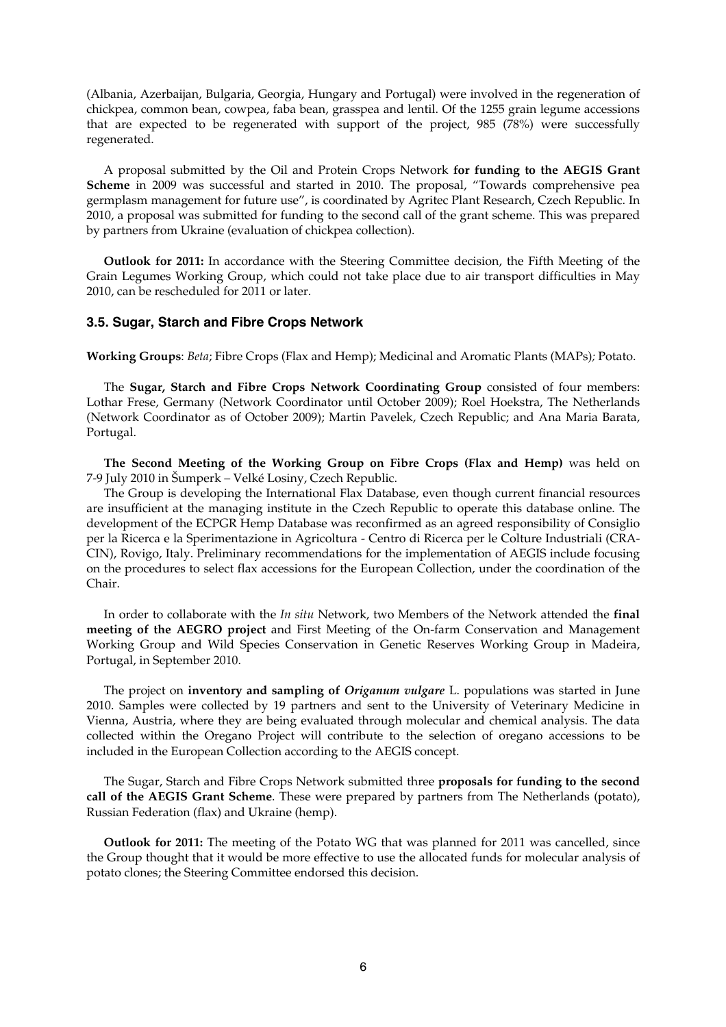(Albania, Azerbaijan, Bulgaria, Georgia, Hungary and Portugal) were involved in the regeneration of chickpea, common bean, cowpea, faba bean, grasspea and lentil. Of the 1255 grain legume accessions that are expected to be regenerated with support of the project, 985 (78%) were successfully regenerated.

A proposal submitted by the Oil and Protein Crops Network **for funding to the AEGIS Grant Scheme** in 2009 was successful and started in 2010. The proposal, "Towards comprehensive pea germplasm management for future use", is coordinated by Agritec Plant Research, Czech Republic. In 2010, a proposal was submitted for funding to the second call of the grant scheme. This was prepared by partners from Ukraine (evaluation of chickpea collection).

**Outlook for 2011:** In accordance with the Steering Committee decision, the Fifth Meeting of the Grain Legumes Working Group, which could not take place due to air transport difficulties in May 2010, can be rescheduled for 2011 or later.

### 3.5. Sugar, Starch and Fibre Crops Network

**Working Groups**: *Beta*; Fibre Crops (Flax and Hemp); Medicinal and Aromatic Plants (MAPs); Potato.

The **Sugar, Starch and Fibre Crops Network Coordinating Group** consisted of four members: Lothar Frese, Germany (Network Coordinator until October 2009); Roel Hoekstra, The Netherlands (Network Coordinator as of October 2009); Martin Pavelek, Czech Republic; and Ana Maria Barata, Portugal.

**The Second Meeting of the Working Group on Fibre Crops (Flax and Hemp)** was held on 7-9 July 2010 in Šumperk – Velké Losiny, Czech Republic.

The Group is developing the International Flax Database, even though current financial resources are insufficient at the managing institute in the Czech Republic to operate this database online. The development of the ECPGR Hemp Database was reconfirmed as an agreed responsibility of Consiglio per la Ricerca e la Sperimentazione in Agricoltura - Centro di Ricerca per le Colture Industriali (CRA-CIN), Rovigo, Italy. Preliminary recommendations for the implementation of AEGIS include focusing on the procedures to select flax accessions for the European Collection, under the coordination of the Chair.

In order to collaborate with the *In situ* Network, two Members of the Network attended the **final meeting of the AEGRO project** and First Meeting of the On-farm Conservation and Management Working Group and Wild Species Conservation in Genetic Reserves Working Group in Madeira, Portugal, in September 2010.

The project on **inventory and sampling of *Origanum vulgare*** L. populations was started in June 2010. Samples were collected by 19 partners and sent to the University of Veterinary Medicine in Vienna, Austria, where they are being evaluated through molecular and chemical analysis. The data collected within the Oregano Project will contribute to the selection of oregano accessions to be included in the European Collection according to the AEGIS concept.

The Sugar, Starch and Fibre Crops Network submitted three **proposals for funding to the second call of the AEGIS Grant Scheme**. These were prepared by partners from The Netherlands (potato), Russian Federation (flax) and Ukraine (hemp).

**Outlook for 2011:** The meeting of the Potato WG that was planned for 2011 was cancelled, since the Group thought that it would be more effective to use the allocated funds for molecular analysis of potato clones; the Steering Committee endorsed this decision.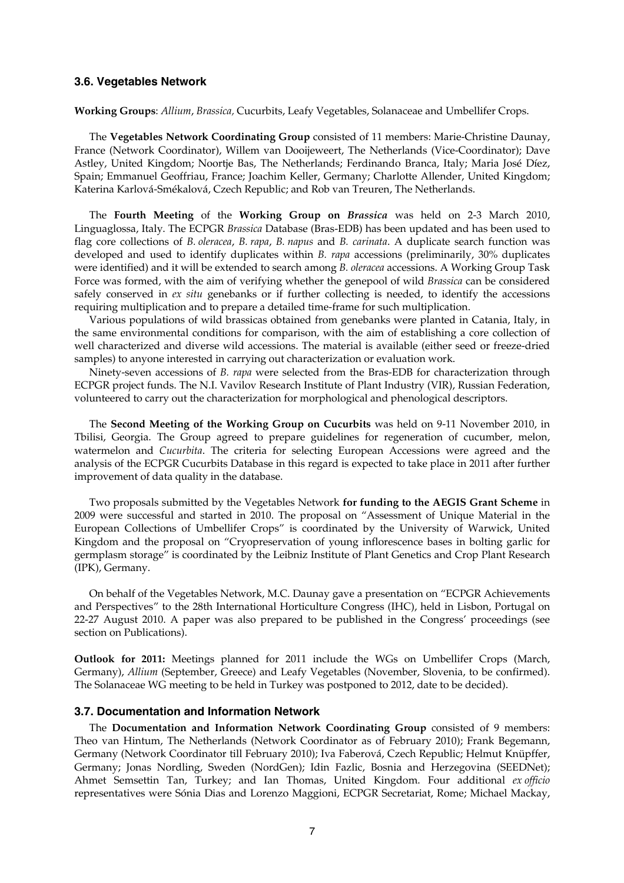### 3.6. Vegetables Network

**Working Groups**: *Allium*, *Brassica*, Cucurbits, Leafy Vegetables, Solanaceae and Umbellifer Crops.

The **Vegetables Network Coordinating Group** consisted of 11 members: Marie-Christine Daunay, France (Network Coordinator), Willem van Dooijeweert, The Netherlands (Vice-Coordinator); Dave Astley, United Kingdom; Noortje Bas, The Netherlands; Ferdinando Branca, Italy; Maria José Díez, Spain; Emmanuel Geoffriau, France; Joachim Keller, Germany; Charlotte Allender, United Kingdom; Katerina Karlová-Smékalová, Czech Republic; and Rob van Treuren, The Netherlands.

The **Fourth Meeting** of the **Working Group on *Brassica*** was held on 2-3 March 2010, Linguaglossa, Italy. The ECPGR *Brassica* Database (Bras-EDB) has been updated and has been used to flag core collections of *B. oleracea*, *B. rapa*, *B. napus* and *B. carinata*. A duplicate search function was developed and used to identify duplicates within *B. rapa* accessions (preliminarily, 30% duplicates were identified) and it will be extended to search among *B. oleracea* accessions. A Working Group Task Force was formed, with the aim of verifying whether the genepool of wild *Brassica* can be considered safely conserved in *ex situ* genebanks or if further collecting is needed, to identify the accessions requiring multiplication and to prepare a detailed time-frame for such multiplication.

Various populations of wild brassicas obtained from genebanks were planted in Catania, Italy, in the same environmental conditions for comparison, with the aim of establishing a core collection of well characterized and diverse wild accessions. The material is available (either seed or freeze-dried samples) to anyone interested in carrying out characterization or evaluation work.

Ninety-seven accessions of *B. rapa* were selected from the Bras-EDB for characterization through ECPGR project funds. The N.I. Vavilov Research Institute of Plant Industry (VIR), Russian Federation, volunteered to carry out the characterization for morphological and phenological descriptors.

The **Second Meeting of the Working Group on Cucurbits** was held on 9-11 November 2010, in Tbilisi, Georgia. The Group agreed to prepare guidelines for regeneration of cucumber, melon, watermelon and *Cucurbita*. The criteria for selecting European Accessions were agreed and the analysis of the ECPGR Cucurbits Database in this regard is expected to take place in 2011 after further improvement of data quality in the database.

Two proposals submitted by the Vegetables Network **for funding to the AEGIS Grant Scheme** in 2009 were successful and started in 2010. The proposal on "Assessment of Unique Material in the European Collections of Umbellifer Crops" is coordinated by the University of Warwick, United Kingdom and the proposal on "Cryopreservation of young inflorescence bases in bolting garlic for germplasm storage" is coordinated by the Leibniz Institute of Plant Genetics and Crop Plant Research (IPK), Germany.

On behalf of the Vegetables Network, M.C. Daunay gave a presentation on "ECPGR Achievements and Perspectives" to the 28th International Horticulture Congress (IHC), held in Lisbon, Portugal on 22-27 August 2010. A paper was also prepared to be published in the Congress' proceedings (see section on Publications).

**Outlook for 2011:** Meetings planned for 2011 include the WGs on Umbellifer Crops (March, Germany), *Allium* (September, Greece) and Leafy Vegetables (November, Slovenia, to be confirmed). The Solanaceae WG meeting to be held in Turkey was postponed to 2012, date to be decided).

### 3.7. Documentation and Information Network

The **Documentation and Information Network Coordinating Group** consisted of 9 members: Theo van Hintum, The Netherlands (Network Coordinator as of February 2010); Frank Begemann, Germany (Network Coordinator till February 2010); Iva Faberová, Czech Republic; Helmut Knüpffer, Germany; Jonas Nordling, Sweden (NordGen); Idin Fazlic, Bosnia and Herzegovina (SEEDNet); Ahmet Semsettin Tan, Turkey; and Ian Thomas, United Kingdom. Four additional *ex officio* representatives were Sónia Dias and Lorenzo Maggioni, ECPGR Secretariat, Rome; Michael Mackay,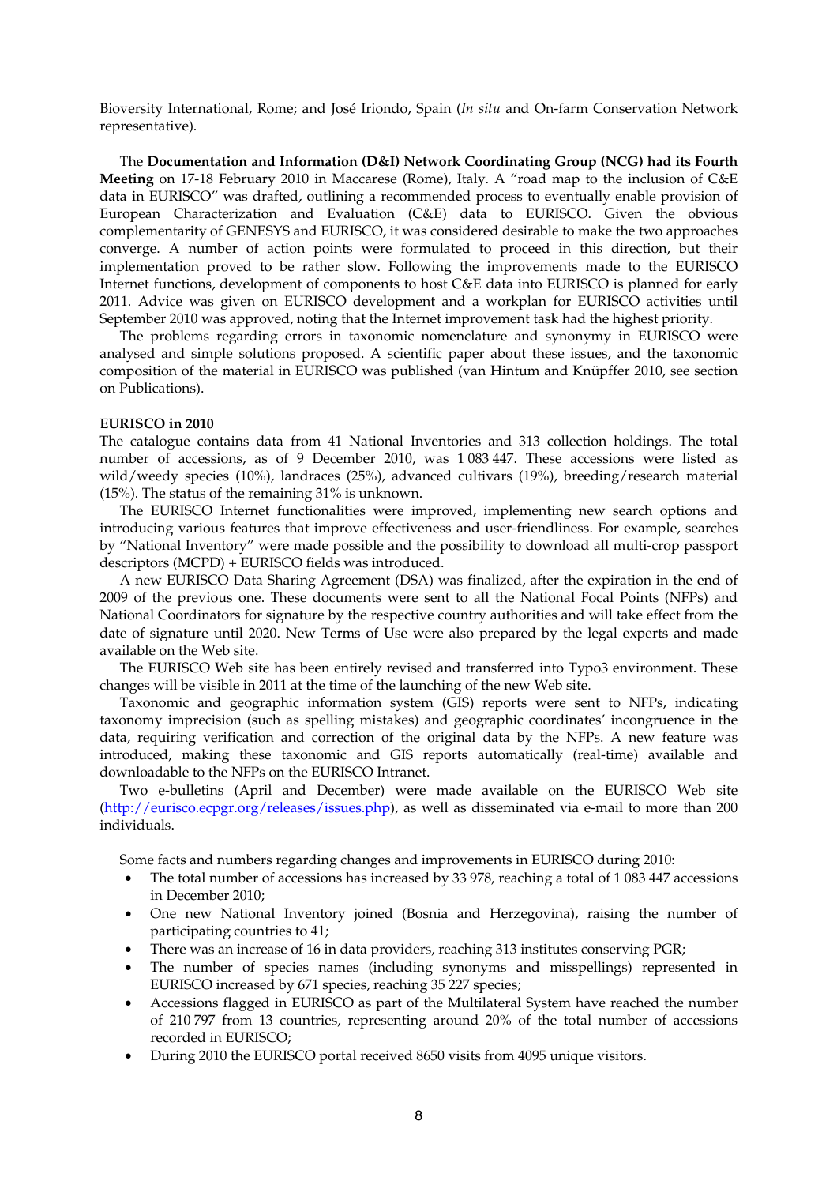Bioversity International, Rome; and José Iriondo, Spain (*In situ* and On-farm Conservation Network representative).

The **Documentation and Information (D&I) Network Coordinating Group (NCG) had its Fourth Meeting** on 17-18 February 2010 in Maccarese (Rome), Italy. A "road map to the inclusion of C&E data in EURISCO" was drafted, outlining a recommended process to eventually enable provision of European Characterization and Evaluation (C&E) data to EURISCO. Given the obvious complementarity of GENESYS and EURISCO, it was considered desirable to make the two approaches converge. A number of action points were formulated to proceed in this direction, but their implementation proved to be rather slow. Following the improvements made to the EURISCO Internet functions, development of components to host C&E data into EURISCO is planned for early 2011. Advice was given on EURISCO development and a workplan for EURISCO activities until September 2010 was approved, noting that the Internet improvement task had the highest priority.

The problems regarding errors in taxonomic nomenclature and synonymy in EURISCO were analysed and simple solutions proposed. A scientific paper about these issues, and the taxonomic composition of the material in EURISCO was published (van Hintum and Knüpffer 2010, see section on Publications).

**EURISCO in 2010**

The catalogue contains data from 41 National Inventories and 313 collection holdings. The total number of accessions, as of 9 December 2010, was 1 083 447. These accessions were listed as wild/weedy species (10%), landraces (25%), advanced cultivars (19%), breeding/research material (15%). The status of the remaining 31% is unknown.

The EURISCO Internet functionalities were improved, implementing new search options and introducing various features that improve effectiveness and user-friendliness. For example, searches by "National Inventory" were made possible and the possibility to download all multi-crop passport descriptors (MCPD) + EURISCO fields was introduced.

A new EURISCO Data Sharing Agreement (DSA) was finalized, after the expiration in the end of 2009 of the previous one. These documents were sent to all the National Focal Points (NFPs) and National Coordinators for signature by the respective country authorities and will take effect from the date of signature until 2020. New Terms of Use were also prepared by the legal experts and made available on the Web site.

The EURISCO Web site has been entirely revised and transferred into Typo3 environment. These changes will be visible in 2011 at the time of the launching of the new Web site.

Taxonomic and geographic information system (GIS) reports were sent to NFPs, indicating taxonomy imprecision (such as spelling mistakes) and geographic coordinates' incongruence in the data, requiring verification and correction of the original data by the NFPs. A new feature was introduced, making these taxonomic and GIS reports automatically (real-time) available and downloadable to the NFPs on the EURISCO Intranet.

Two e-bulletins (April and December) were made available on the EURISCO Web site (http://eurisco.ecpgr.org/releases/issues.php), as well as disseminated via e-mail to more than 200 individuals.

Some facts and numbers regarding changes and improvements in EURISCO during 2010:

- The total number of accessions has increased by 33 978, reaching a total of 1 083 447 accessions in December 2010;
- One new National Inventory joined (Bosnia and Herzegovina), raising the number of participating countries to 41;
- There was an increase of 16 in data providers, reaching 313 institutes conserving PGR;
- The number of species names (including synonyms and misspellings) represented in EURISCO increased by 671 species, reaching 35 227 species;
- Accessions flagged in EURISCO as part of the Multilateral System have reached the number of 210 797 from 13 countries, representing around 20% of the total number of accessions recorded in EURISCO;
- During 2010 the EURISCO portal received 8650 visits from 4095 unique visitors.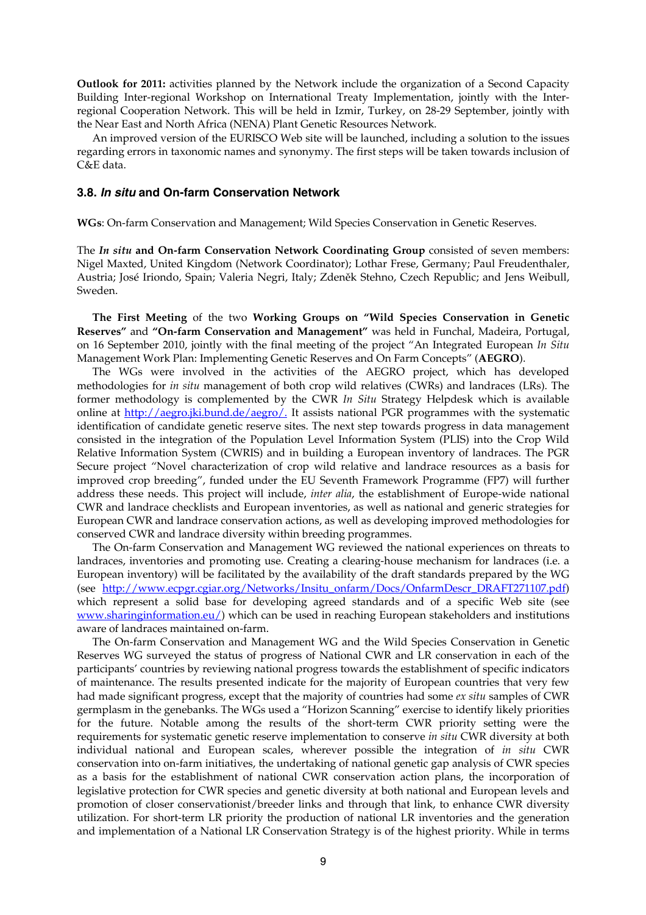**Outlook for 2011:** activities planned by the Network include the organization of a Second Capacity Building Inter-regional Workshop on International Treaty Implementation, jointly with the Inter-regional Cooperation Network. This will be held in Izmir, Turkey, on 28-29 September, jointly with the Near East and North Africa (NENA) Plant Genetic Resources Network.

An improved version of the EURISCO Web site will be launched, including a solution to the issues regarding errors in taxonomic names and synonymy. The first steps will be taken towards inclusion of C&E data.

### 3.8. *In situ* and On-farm Conservation Network

**WGs**: On-farm Conservation and Management; Wild Species Conservation in Genetic Reserves.

The ***In situ* and On-farm Conservation Network Coordinating Group** consisted of seven members: Nigel Maxted, United Kingdom (Network Coordinator); Lothar Frese, Germany; Paul Freudenthaler, Austria; José Iriondo, Spain; Valeria Negri, Italy; Zdeněk Stehno, Czech Republic; and Jens Weibull, Sweden.

**The First Meeting** of the two **Working Groups on "Wild Species Conservation in Genetic Reserves"** and **"On-farm Conservation and Management"** was held in Funchal, Madeira, Portugal, on 16 September 2010, jointly with the final meeting of the project "An Integrated European *In Situ* Management Work Plan: Implementing Genetic Reserves and On Farm Concepts" (**AEGRO**).

The WGs were involved in the activities of the AEGRO project, which has developed methodologies for *in situ* management of both crop wild relatives (CWRs) and landraces (LRs). The former methodology is complemented by the CWR *In Situ* Strategy Helpdesk which is available online at http://aegro.jki.bund.de/aegro/. It assists national PGR programmes with the systematic identification of candidate genetic reserve sites. The next step towards progress in data management consisted in the integration of the Population Level Information System (PLIS) into the Crop Wild Relative Information System (CWRIS) and in building a European inventory of landraces. The PGR Secure project "Novel characterization of crop wild relative and landrace resources as a basis for improved crop breeding", funded under the EU Seventh Framework Programme (FP7) will further address these needs. This project will include, *inter alia*, the establishment of Europe-wide national CWR and landrace checklists and European inventories, as well as national and generic strategies for European CWR and landrace conservation actions, as well as developing improved methodologies for conserved CWR and landrace diversity within breeding programmes.

The On-farm Conservation and Management WG reviewed the national experiences on threats to landraces, inventories and promoting use. Creating a clearing-house mechanism for landraces (i.e. a European inventory) will be facilitated by the availability of the draft standards prepared by the WG (see http://www.ecpgr.cgiar.org/Networks/Insitu_onfarm/Docs/OnfarmDescr_DRAFT271107.pdf) which represent a solid base for developing agreed standards and of a specific Web site (see www.sharinginformation.eu/) which can be used in reaching European stakeholders and institutions aware of landraces maintained on-farm.

The On-farm Conservation and Management WG and the Wild Species Conservation in Genetic Reserves WG surveyed the status of progress of National CWR and LR conservation in each of the participants' countries by reviewing national progress towards the establishment of specific indicators of maintenance. The results presented indicate for the majority of European countries that very few had made significant progress, except that the majority of countries had some *ex situ* samples of CWR germplasm in the genebanks. The WGs used a "Horizon Scanning" exercise to identify likely priorities for the future. Notable among the results of the short-term CWR priority setting were the requirements for systematic genetic reserve implementation to conserve *in situ* CWR diversity at both individual national and European scales, wherever possible the integration of *in situ* CWR conservation into on-farm initiatives, the undertaking of national genetic gap analysis of CWR species as a basis for the establishment of national CWR conservation action plans, the incorporation of legislative protection for CWR species and genetic diversity at both national and European levels and promotion of closer conservationist/breeder links and through that link, to enhance CWR diversity utilization. For short-term LR priority the production of national LR inventories and the generation and implementation of a National LR Conservation Strategy is of the highest priority. While in terms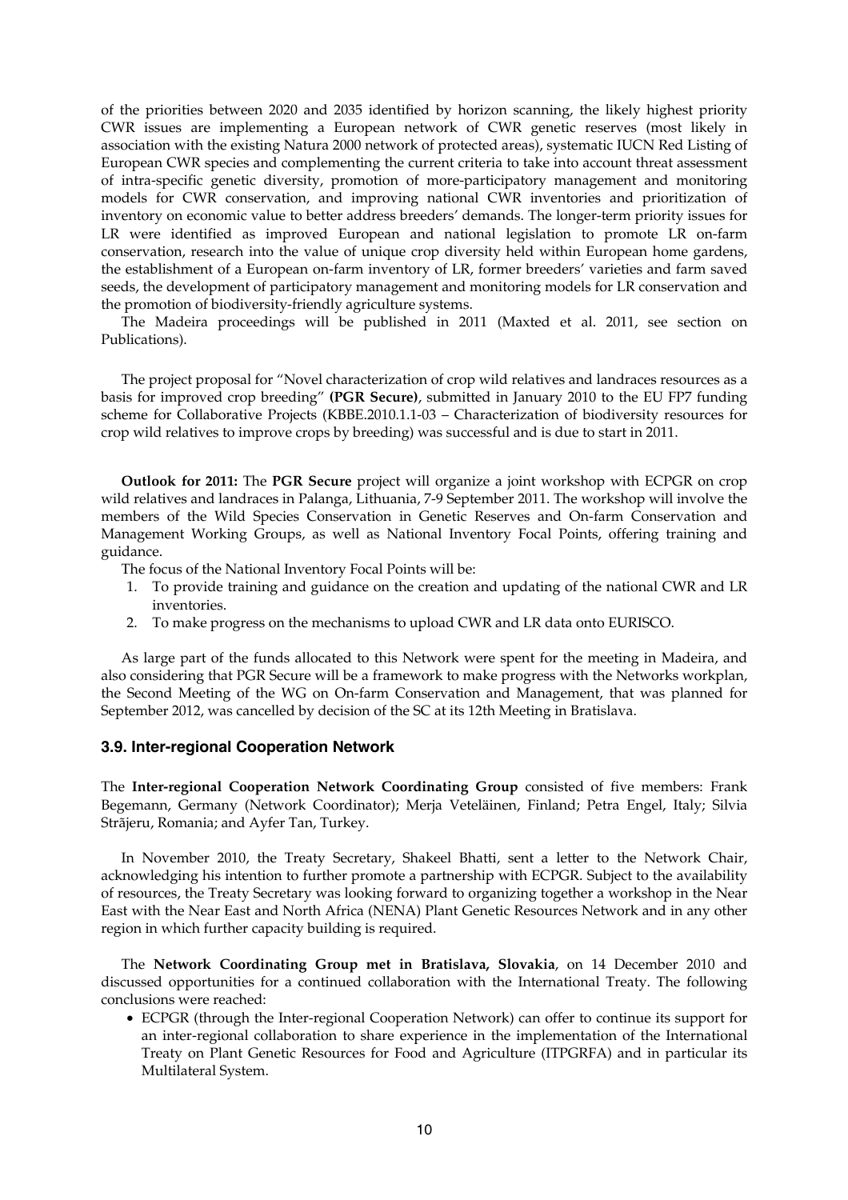of the priorities between 2020 and 2035 identified by horizon scanning, the likely highest priority CWR issues are implementing a European network of CWR genetic reserves (most likely in association with the existing Natura 2000 network of protected areas), systematic IUCN Red Listing of European CWR species and complementing the current criteria to take into account threat assessment of intra-specific genetic diversity, promotion of more-participatory management and monitoring models for CWR conservation, and improving national CWR inventories and prioritization of inventory on economic value to better address breeders' demands. The longer-term priority issues for LR were identified as improved European and national legislation to promote LR on-farm conservation, research into the value of unique crop diversity held within European home gardens, the establishment of a European on-farm inventory of LR, former breeders' varieties and farm saved seeds, the development of participatory management and monitoring models for LR conservation and the promotion of biodiversity-friendly agriculture systems.

The Madeira proceedings will be published in 2011 (Maxted et al. 2011, see section on Publications).

The project proposal for "Novel characterization of crop wild relatives and landraces resources as a basis for improved crop breeding" **(PGR Secure)**, submitted in January 2010 to the EU FP7 funding scheme for Collaborative Projects (KBBE.2010.1.1-03 – Characterization of biodiversity resources for crop wild relatives to improve crops by breeding) was successful and is due to start in 2011.

**Outlook for 2011:** The **PGR Secure** project will organize a joint workshop with ECPGR on crop wild relatives and landraces in Palanga, Lithuania, 7-9 September 2011. The workshop will involve the members of the Wild Species Conservation in Genetic Reserves and On-farm Conservation and Management Working Groups, as well as National Inventory Focal Points, offering training and guidance.

The focus of the National Inventory Focal Points will be:

1. To provide training and guidance on the creation and updating of the national CWR and LR inventories.
2. To make progress on the mechanisms to upload CWR and LR data onto EURISCO.

As large part of the funds allocated to this Network were spent for the meeting in Madeira, and also considering that PGR Secure will be a framework to make progress with the Networks workplan, the Second Meeting of the WG on On-farm Conservation and Management, that was planned for September 2012, was cancelled by decision of the SC at its 12th Meeting in Bratislava.

### 3.9. Inter-regional Cooperation Network

The **Inter-regional Cooperation Network Coordinating Group** consisted of five members: Frank Begemann, Germany (Network Coordinator); Merja Veteläinen, Finland; Petra Engel, Italy; Silvia Strãjeru, Romania; and Ayfer Tan, Turkey.

In November 2010, the Treaty Secretary, Shakeel Bhatti, sent a letter to the Network Chair, acknowledging his intention to further promote a partnership with ECPGR. Subject to the availability of resources, the Treaty Secretary was looking forward to organizing together a workshop in the Near East with the Near East and North Africa (NENA) Plant Genetic Resources Network and in any other region in which further capacity building is required.

The **Network Coordinating Group met in Bratislava, Slovakia**, on 14 December 2010 and discussed opportunities for a continued collaboration with the International Treaty. The following conclusions were reached:

- ECPGR (through the Inter-regional Cooperation Network) can offer to continue its support for an inter-regional collaboration to share experience in the implementation of the International Treaty on Plant Genetic Resources for Food and Agriculture (ITPGRFA) and in particular its Multilateral System.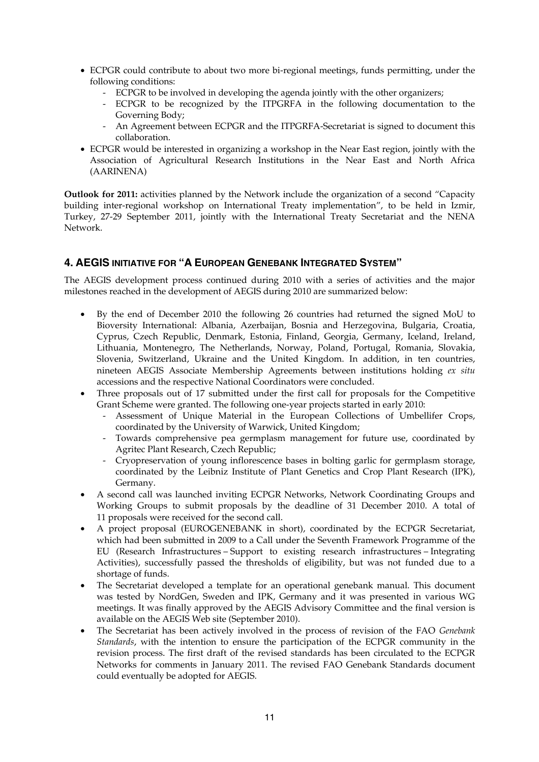- ECPGR could contribute to about two more bi-regional meetings, funds permitting, under the following conditions:
  - ECPGR to be involved in developing the agenda jointly with the other organizers;
  - ECPGR to be recognized by the ITPGRFA in the following documentation to the Governing Body;
  - An Agreement between ECPGR and the ITPGRFA-Secretariat is signed to document this collaboration.
- ECPGR would be interested in organizing a workshop in the Near East region, jointly with the Association of Agricultural Research Institutions in the Near East and North Africa (AARINENA)

**Outlook for 2011:** activities planned by the Network include the organization of a second "Capacity building inter-regional workshop on International Treaty implementation", to be held in Izmir, Turkey, 27-29 September 2011, jointly with the International Treaty Secretariat and the NENA Network.

## 4. AEGIS INITIATIVE FOR "A EUROPEAN GENEBANK INTEGRATED SYSTEM"

The AEGIS development process continued during 2010 with a series of activities and the major milestones reached in the development of AEGIS during 2010 are summarized below:

- By the end of December 2010 the following 26 countries had returned the signed MoU to Bioversity International: Albania, Azerbaijan, Bosnia and Herzegovina, Bulgaria, Croatia, Cyprus, Czech Republic, Denmark, Estonia, Finland, Georgia, Germany, Iceland, Ireland, Lithuania, Montenegro, The Netherlands, Norway, Poland, Portugal, Romania, Slovakia, Slovenia, Switzerland, Ukraine and the United Kingdom. In addition, in ten countries, nineteen AEGIS Associate Membership Agreements between institutions holding *ex situ* accessions and the respective National Coordinators were concluded.
- Three proposals out of 17 submitted under the first call for proposals for the Competitive Grant Scheme were granted. The following one-year projects started in early 2010:
  - Assessment of Unique Material in the European Collections of Umbellifer Crops, coordinated by the University of Warwick, United Kingdom;
  - Towards comprehensive pea germplasm management for future use, coordinated by Agritec Plant Research, Czech Republic;
  - Cryopreservation of young inflorescence bases in bolting garlic for germplasm storage, coordinated by the Leibniz Institute of Plant Genetics and Crop Plant Research (IPK), Germany.
- A second call was launched inviting ECPGR Networks, Network Coordinating Groups and Working Groups to submit proposals by the deadline of 31 December 2010. A total of 11 proposals were received for the second call.
- A project proposal (EUROGENEBANK in short), coordinated by the ECPGR Secretariat, which had been submitted in 2009 to a Call under the Seventh Framework Programme of the EU (Research Infrastructures – Support to existing research infrastructures – Integrating Activities), successfully passed the thresholds of eligibility, but was not funded due to a shortage of funds.
- The Secretariat developed a template for an operational genebank manual. This document was tested by NordGen, Sweden and IPK, Germany and it was presented in various WG meetings. It was finally approved by the AEGIS Advisory Committee and the final version is available on the AEGIS Web site (September 2010).
- The Secretariat has been actively involved in the process of revision of the FAO *Genebank Standards*, with the intention to ensure the participation of the ECPGR community in the revision process. The first draft of the revised standards has been circulated to the ECPGR Networks for comments in January 2011. The revised FAO Genebank Standards document could eventually be adopted for AEGIS.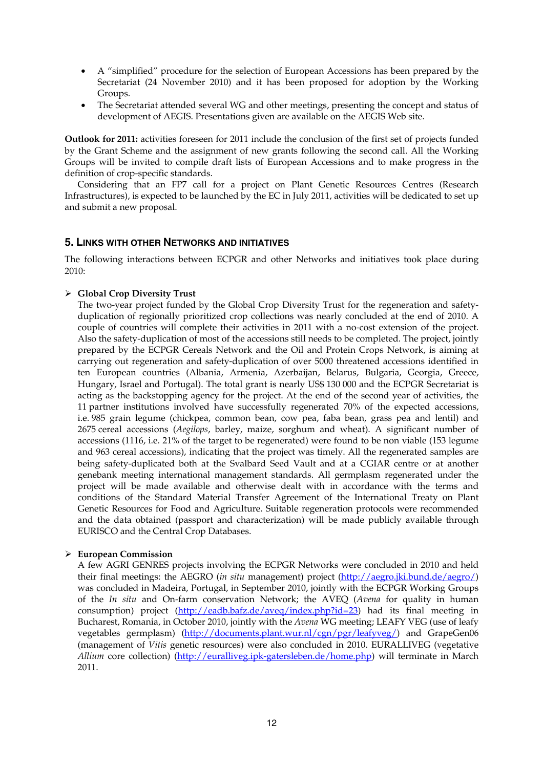- A "simplified" procedure for the selection of European Accessions has been prepared by the Secretariat (24 November 2010) and it has been proposed for adoption by the Working Groups.
- The Secretariat attended several WG and other meetings, presenting the concept and status of development of AEGIS. Presentations given are available on the AEGIS Web site.

**Outlook for 2011:** activities foreseen for 2011 include the conclusion of the first set of projects funded by the Grant Scheme and the assignment of new grants following the second call. All the Working Groups will be invited to compile draft lists of European Accessions and to make progress in the definition of crop-specific standards.

Considering that an FP7 call for a project on Plant Genetic Resources Centres (Research Infrastructures), is expected to be launched by the EC in July 2011, activities will be dedicated to set up and submit a new proposal.

## 5. Links with other Networks and initiatives

The following interactions between ECPGR and other Networks and initiatives took place during 2010:

- **Global Crop Diversity Trust**
  The two-year project funded by the Global Crop Diversity Trust for the regeneration and safety-duplication of regionally prioritized crop collections was nearly concluded at the end of 2010. A couple of countries will complete their activities in 2011 with a no-cost extension of the project. Also the safety-duplication of most of the accessions still needs to be completed. The project, jointly prepared by the ECPGR Cereals Network and the Oil and Protein Crops Network, is aiming at carrying out regeneration and safety-duplication of over 5000 threatened accessions identified in ten European countries (Albania, Armenia, Azerbaijan, Belarus, Bulgaria, Georgia, Greece, Hungary, Israel and Portugal). The total grant is nearly US$ 130 000 and the ECPGR Secretariat is acting as the backstopping agency for the project. At the end of the second year of activities, the 11 partner institutions involved have successfully regenerated 70% of the expected accessions, i.e. 985 grain legume (chickpea, common bean, cow pea, faba bean, grass pea and lentil) and 2675 cereal accessions (*Aegilops*, barley, maize, sorghum and wheat). A significant number of accessions (1116, i.e. 21% of the target to be regenerated) were found to be non viable (153 legume and 963 cereal accessions), indicating that the project was timely. All the regenerated samples are being safety-duplicated both at the Svalbard Seed Vault and at a CGIAR centre or at another genebank meeting international management standards. All germplasm regenerated under the project will be made available and otherwise dealt with in accordance with the terms and conditions of the Standard Material Transfer Agreement of the International Treaty on Plant Genetic Resources for Food and Agriculture. Suitable regeneration protocols were recommended and the data obtained (passport and characterization) will be made publicly available through EURISCO and the Central Crop Databases.

- **European Commission**
  A few AGRI GENRES projects involving the ECPGR Networks were concluded in 2010 and held their final meetings: the AEGRO (*in situ* management) project (http://aegro.jki.bund.de/aegro/) was concluded in Madeira, Portugal, in September 2010, jointly with the ECPGR Working Groups of the *In situ* and On-farm conservation Network; the AVEQ (*Avena* for quality in human consumption) project (http://eadb.bafz.de/aveq/index.php?id=23) had its final meeting in Bucharest, Romania, in October 2010, jointly with the *Avena* WG meeting; LEAFY VEG (use of leafy vegetables germplasm) (http://documents.plant.wur.nl/cgn/pgr/leafyveg/) and GrapeGen06 (management of *Vitis* genetic resources) were also concluded in 2010. EURALLIVEG (vegetative *Allium* core collection) (http://euralliveg.ipk-gatersleben.de/home.php) will terminate in March 2011.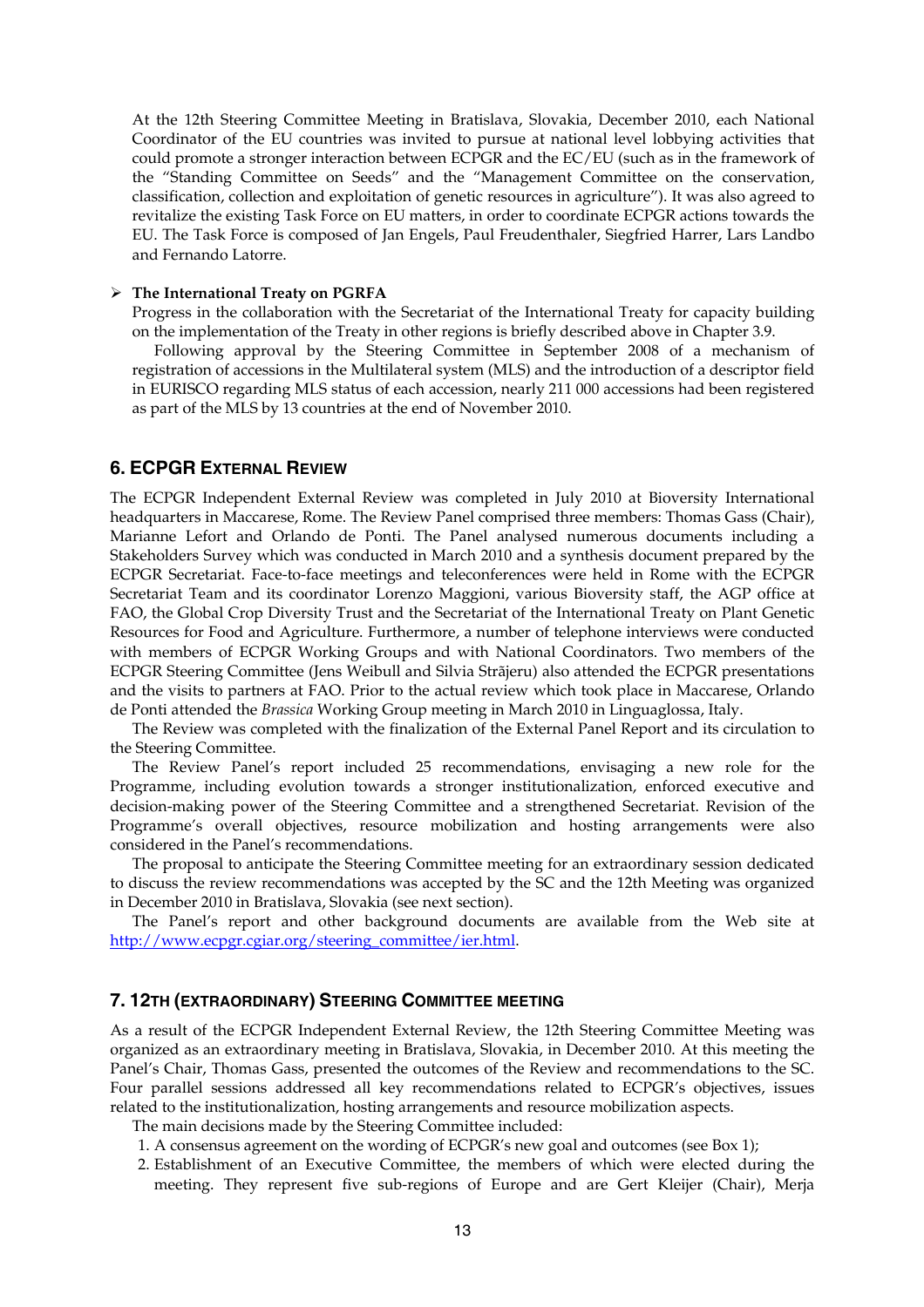At the 12th Steering Committee Meeting in Bratislava, Slovakia, December 2010, each National Coordinator of the EU countries was invited to pursue at national level lobbying activities that could promote a stronger interaction between ECPGR and the EC/EU (such as in the framework of the "Standing Committee on Seeds" and the "Management Committee on the conservation, classification, collection and exploitation of genetic resources in agriculture"). It was also agreed to revitalize the existing Task Force on EU matters, in order to coordinate ECPGR actions towards the EU. The Task Force is composed of Jan Engels, Paul Freudenthaler, Siegfried Harrer, Lars Landbo and Fernando Latorre.

- **The International Treaty on PGRFA**

  Progress in the collaboration with the Secretariat of the International Treaty for capacity building on the implementation of the Treaty in other regions is briefly described above in Chapter 3.9.

  Following approval by the Steering Committee in September 2008 of a mechanism of registration of accessions in the Multilateral system (MLS) and the introduction of a descriptor field in EURISCO regarding MLS status of each accession, nearly 211 000 accessions had been registered as part of the MLS by 13 countries at the end of November 2010.

## 6. ECPGR External Review

The ECPGR Independent External Review was completed in July 2010 at Bioversity International headquarters in Maccarese, Rome. The Review Panel comprised three members: Thomas Gass (Chair), Marianne Lefort and Orlando de Ponti. The Panel analysed numerous documents including a Stakeholders Survey which was conducted in March 2010 and a synthesis document prepared by the ECPGR Secretariat. Face-to-face meetings and teleconferences were held in Rome with the ECPGR Secretariat Team and its coordinator Lorenzo Maggioni, various Bioversity staff, the AGP office at FAO, the Global Crop Diversity Trust and the Secretariat of the International Treaty on Plant Genetic Resources for Food and Agriculture. Furthermore, a number of telephone interviews were conducted with members of ECPGR Working Groups and with National Coordinators. Two members of the ECPGR Steering Committee (Jens Weibull and Silvia Strãjeru) also attended the ECPGR presentations and the visits to partners at FAO. Prior to the actual review which took place in Maccarese, Orlando de Ponti attended the *Brassica* Working Group meeting in March 2010 in Linguaglossa, Italy.

The Review was completed with the finalization of the External Panel Report and its circulation to the Steering Committee.

The Review Panel's report included 25 recommendations, envisaging a new role for the Programme, including evolution towards a stronger institutionalization, enforced executive and decision-making power of the Steering Committee and a strengthened Secretariat. Revision of the Programme's overall objectives, resource mobilization and hosting arrangements were also considered in the Panel's recommendations.

The proposal to anticipate the Steering Committee meeting for an extraordinary session dedicated to discuss the review recommendations was accepted by the SC and the 12th Meeting was organized in December 2010 in Bratislava, Slovakia (see next section).

The Panel's report and other background documents are available from the Web site at http://www.ecpgr.cgiar.org/steering_committee/ier.html.

## 7. 12th (Extraordinary) Steering Committee meeting

As a result of the ECPGR Independent External Review, the 12th Steering Committee Meeting was organized as an extraordinary meeting in Bratislava, Slovakia, in December 2010. At this meeting the Panel's Chair, Thomas Gass, presented the outcomes of the Review and recommendations to the SC. Four parallel sessions addressed all key recommendations related to ECPGR's objectives, issues related to the institutionalization, hosting arrangements and resource mobilization aspects.

The main decisions made by the Steering Committee included:

1. A consensus agreement on the wording of ECPGR's new goal and outcomes (see Box 1);
2. Establishment of an Executive Committee, the members of which were elected during the meeting. They represent five sub-regions of Europe and are Gert Kleijer (Chair), Merja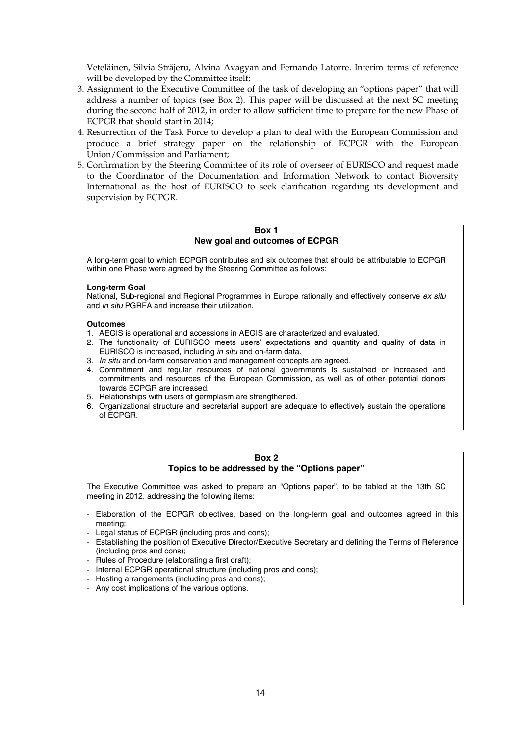Veteläinen, Silvia Strãjeru, Alvina Avagyan and Fernando Latorre. Interim terms of reference will be developed by the Committee itself;

3. Assignment to the Executive Committee of the task of developing an "options paper" that will address a number of topics (see Box 2). This paper will be discussed at the next SC meeting during the second half of 2012, in order to allow sufficient time to prepare for the new Phase of ECPGR that should start in 2014;
4. Resurrection of the Task Force to develop a plan to deal with the European Commission and produce a brief strategy paper on the relationship of ECPGR with the European Union/Commission and Parliament;
5. Confirmation by the Steering Committee of its role of overseer of EURISCO and request made to the Coordinator of the Documentation and Information Network to contact Bioversity International as the host of EURISCO to seek clarification regarding its development and supervision by ECPGR.

**Box 1**
**New goal and outcomes of ECPGR**

A long-term goal to which ECPGR contributes and six outcomes that should be attributable to ECPGR within one Phase were agreed by the Steering Committee as follows:

**Long-term Goal**
National, Sub-regional and Regional Programmes in Europe rationally and effectively conserve *ex situ* and *in situ* PGRFA and increase their utilization.

**Outcomes**

1. AEGIS is operational and accessions in AEGIS are characterized and evaluated.
2. The functionality of EURISCO meets users' expectations and quantity and quality of data in EURISCO is increased, including *in situ* and on-farm data.
3. *In situ* and on-farm conservation and management concepts are agreed.
4. Commitment and regular resources of national governments is sustained or increased and commitments and resources of the European Commission, as well as of other potential donors towards ECPGR are increased.
5. Relationships with users of germplasm are strengthened.
6. Organizational structure and secretarial support are adequate to effectively sustain the operations of ECPGR.

**Box 2**
**Topics to be addressed by the "Options paper"**

The Executive Committee was asked to prepare an "Options paper", to be tabled at the 13th SC meeting in 2012, addressing the following items:

- Elaboration of the ECPGR objectives, based on the long-term goal and outcomes agreed in this meeting;
- Legal status of ECPGR (including pros and cons);
- Establishing the position of Executive Director/Executive Secretary and defining the Terms of Reference (including pros and cons);
- Rules of Procedure (elaborating a first draft);
- Internal ECPGR operational structure (including pros and cons);
- Hosting arrangements (including pros and cons);
- Any cost implications of the various options.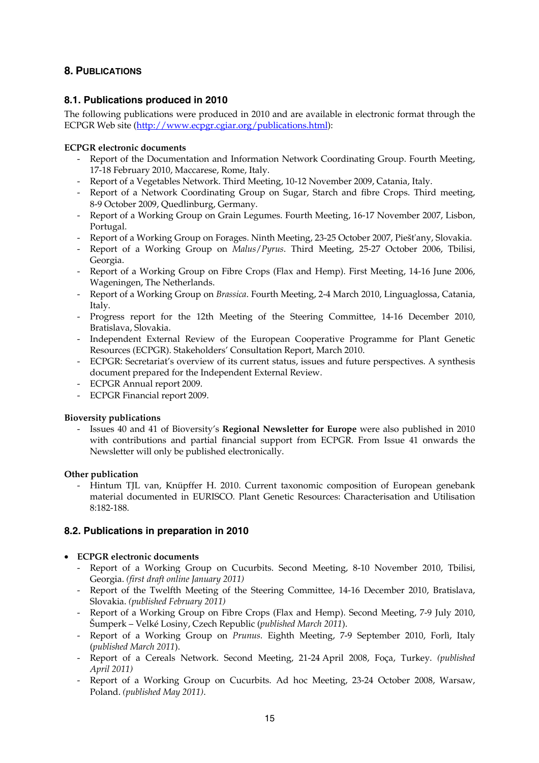## 8. PUBLICATIONS

### 8.1. Publications produced in 2010

The following publications were produced in 2010 and are available in electronic format through the ECPGR Web site (http://www.ecpgr.cgiar.org/publications.html):

**ECPGR electronic documents**

- Report of the Documentation and Information Network Coordinating Group. Fourth Meeting, 17-18 February 2010, Maccarese, Rome, Italy.
- Report of a Vegetables Network. Third Meeting, 10-12 November 2009, Catania, Italy.
- Report of a Network Coordinating Group on Sugar, Starch and fibre Crops. Third meeting, 8-9 October 2009, Quedlinburg, Germany.
- Report of a Working Group on Grain Legumes. Fourth Meeting, 16-17 November 2007, Lisbon, Portugal.
- Report of a Working Group on Forages. Ninth Meeting, 23-25 October 2007, Piešťany, Slovakia.
- Report of a Working Group on *Malus/Pyrus*. Third Meeting, 25-27 October 2006, Tbilisi, Georgia.
- Report of a Working Group on Fibre Crops (Flax and Hemp). First Meeting, 14-16 June 2006, Wageningen, The Netherlands.
- Report of a Working Group on *Brassica*. Fourth Meeting, 2-4 March 2010, Linguaglossa, Catania, Italy.
- Progress report for the 12th Meeting of the Steering Committee, 14-16 December 2010, Bratislava, Slovakia.
- Independent External Review of the European Cooperative Programme for Plant Genetic Resources (ECPGR). Stakeholders' Consultation Report, March 2010.
- ECPGR: Secretariat's overview of its current status, issues and future perspectives. A synthesis document prepared for the Independent External Review.
- ECPGR Annual report 2009.
- ECPGR Financial report 2009.

**Bioversity publications**

- Issues 40 and 41 of Bioversity's **Regional Newsletter for Europe** were also published in 2010 with contributions and partial financial support from ECPGR. From Issue 41 onwards the Newsletter will only be published electronically.

**Other publication**

- Hintum TJL van, Knüpffer H. 2010. Current taxonomic composition of European genebank material documented in EURISCO. Plant Genetic Resources: Characterisation and Utilisation 8:182-188.

### 8.2. Publications in preparation in 2010

- **ECPGR electronic documents**
  - Report of a Working Group on Cucurbits. Second Meeting, 8-10 November 2010, Tbilisi, Georgia. *(first draft online January 2011)*
  - Report of the Twelfth Meeting of the Steering Committee, 14-16 December 2010, Bratislava, Slovakia. *(published February 2011)*
  - Report of a Working Group on Fibre Crops (Flax and Hemp). Second Meeting, 7-9 July 2010, Šumperk – Velké Losiny, Czech Republic (*published March 2011*).
  - Report of a Working Group on *Prunus*. Eighth Meeting, 7-9 September 2010, Forlì, Italy (*published March 2011*).
  - Report of a Cereals Network. Second Meeting, 21-24 April 2008, Foça, Turkey. *(published April 2011)*
  - Report of a Working Group on Cucurbits. Ad hoc Meeting, 23-24 October 2008, Warsaw, Poland. *(published May 2011)*.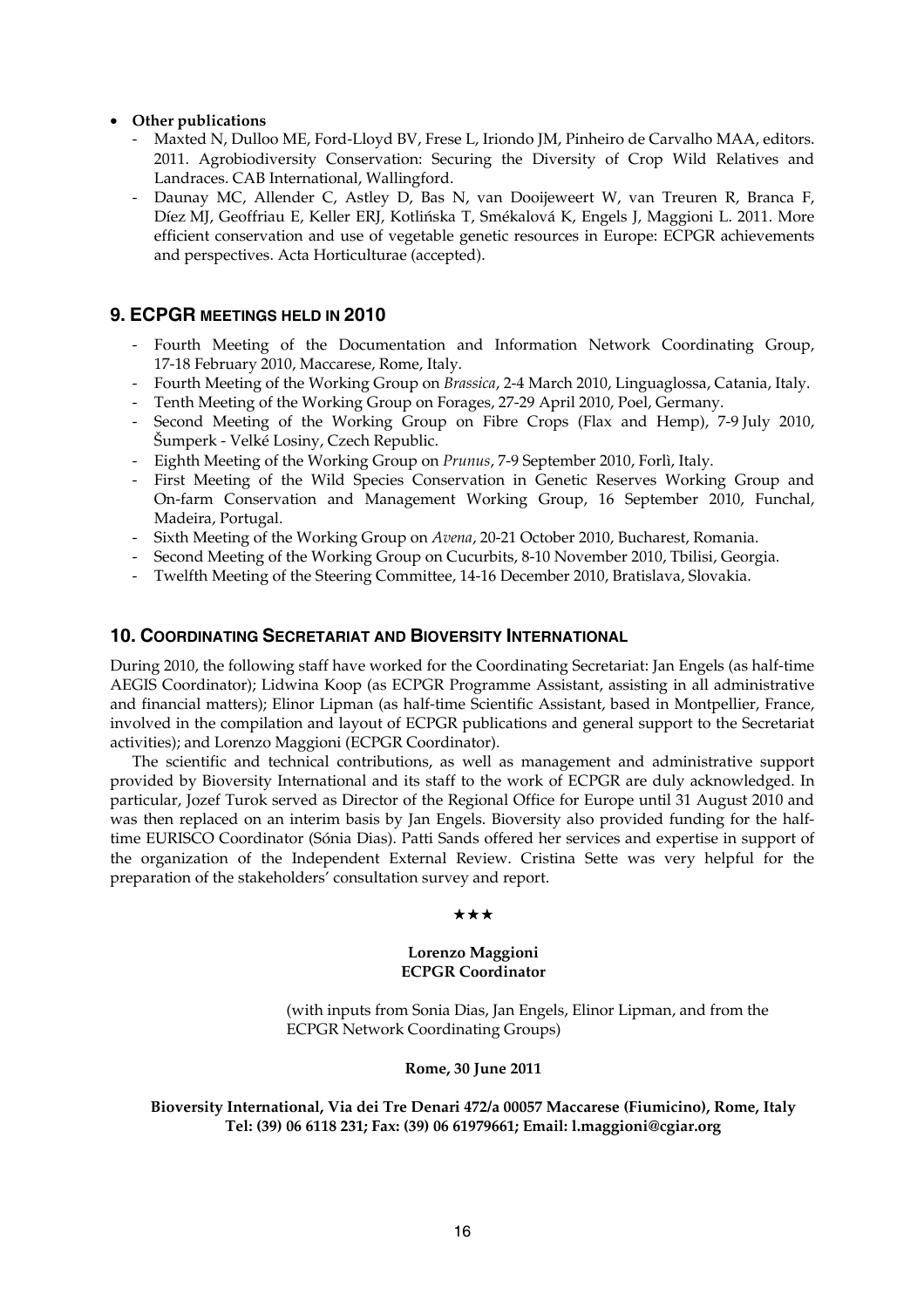- **Other publications**
  - Maxted N, Dulloo ME, Ford-Lloyd BV, Frese L, Iriondo JM, Pinheiro de Carvalho MAA, editors. 2011. Agrobiodiversity Conservation: Securing the Diversity of Crop Wild Relatives and Landraces. CAB International, Wallingford.
  - Daunay MC, Allender C, Astley D, Bas N, van Dooijeweert W, van Treuren R, Branca F, Díez MJ, Geoffriau E, Keller ERJ, Kotlińska T, Smékalová K, Engels J, Maggioni L. 2011. More efficient conservation and use of vegetable genetic resources in Europe: ECPGR achievements and perspectives. Acta Horticulturae (accepted).

## 9. ECPGR MEETINGS HELD IN 2010

- Fourth Meeting of the Documentation and Information Network Coordinating Group, 17-18 February 2010, Maccarese, Rome, Italy.
- Fourth Meeting of the Working Group on *Brassica*, 2-4 March 2010, Linguaglossa, Catania, Italy.
- Tenth Meeting of the Working Group on Forages, 27-29 April 2010, Poel, Germany.
- Second Meeting of the Working Group on Fibre Crops (Flax and Hemp), 7-9 July 2010, Šumperk - Velké Losiny, Czech Republic.
- Eighth Meeting of the Working Group on *Prunus*, 7-9 September 2010, Forlì, Italy.
- First Meeting of the Wild Species Conservation in Genetic Reserves Working Group and On-farm Conservation and Management Working Group, 16 September 2010, Funchal, Madeira, Portugal.
- Sixth Meeting of the Working Group on *Avena*, 20-21 October 2010, Bucharest, Romania.
- Second Meeting of the Working Group on Cucurbits, 8-10 November 2010, Tbilisi, Georgia.
- Twelfth Meeting of the Steering Committee, 14-16 December 2010, Bratislava, Slovakia.

## 10. COORDINATING SECRETARIAT AND BIOVERSITY INTERNATIONAL

During 2010, the following staff have worked for the Coordinating Secretariat: Jan Engels (as half-time AEGIS Coordinator); Lidwina Koop (as ECPGR Programme Assistant, assisting in all administrative and financial matters); Elinor Lipman (as half-time Scientific Assistant, based in Montpellier, France, involved in the compilation and layout of ECPGR publications and general support to the Secretariat activities); and Lorenzo Maggioni (ECPGR Coordinator).

The scientific and technical contributions, as well as management and administrative support provided by Bioversity International and its staff to the work of ECPGR are duly acknowledged. In particular, Jozef Turok served as Director of the Regional Office for Europe until 31 August 2010 and was then replaced on an interim basis by Jan Engels. Bioversity also provided funding for the half-time EURISCO Coordinator (Sónia Dias). Patti Sands offered her services and expertise in support of the organization of the Independent External Review. Cristina Sette was very helpful for the preparation of the stakeholders' consultation survey and report.

★★★

**Lorenzo Maggioni**
**ECPGR Coordinator**

(with inputs from Sonia Dias, Jan Engels, Elinor Lipman, and from the ECPGR Network Coordinating Groups)

**Rome, 30 June 2011**

**Bioversity International, Via dei Tre Denari 472/a 00057 Maccarese (Fiumicino), Rome, Italy**
**Tel: (39) 06 6118 231; Fax: (39) 06 61979661; Email: l.maggioni@cgiar.org**